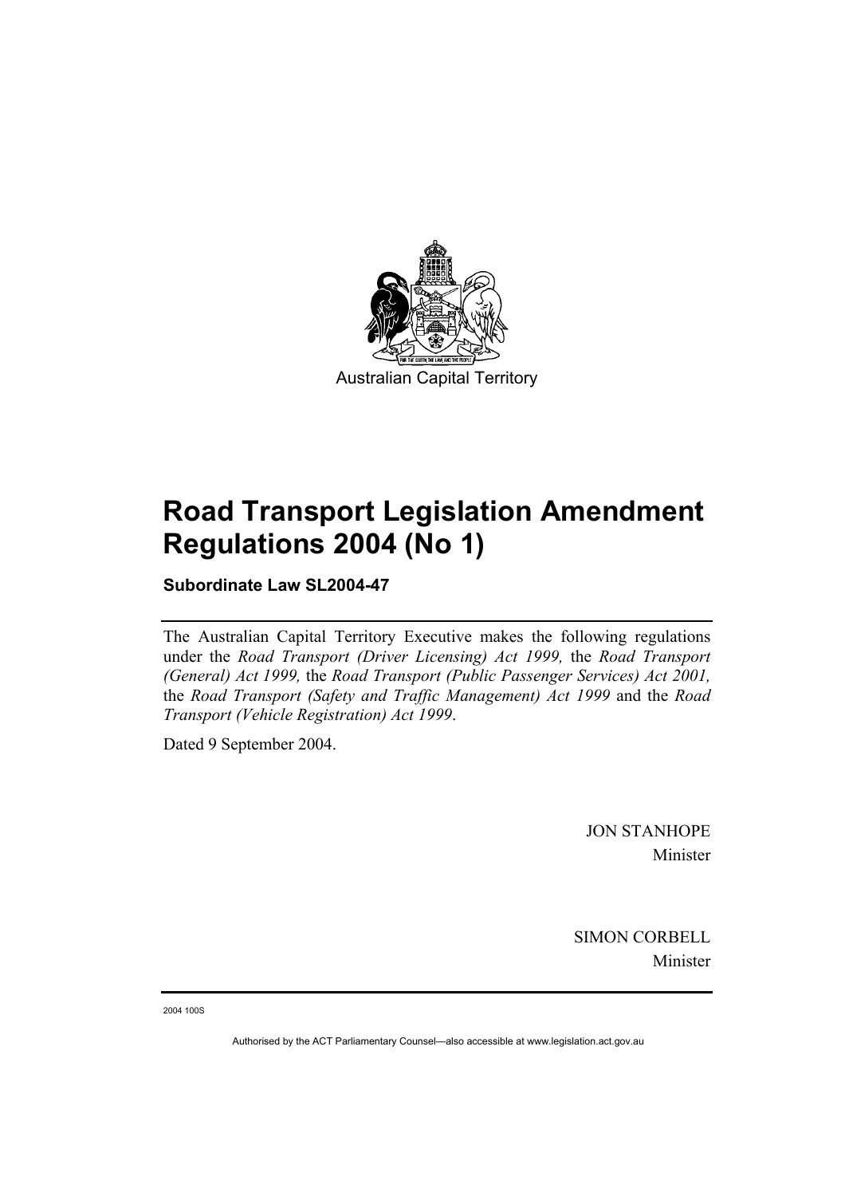Australian Capital Territory

# Road Transport Legislation Amendment Regulations 2004 (No 1)

**Subordinate Law SL2004-47**

The Australian Capital Territory Executive makes the following regulations under the *Road Transport (Driver Licensing) Act 1999,* the *Road Transport (General) Act 1999,* the *Road Transport (Public Passenger Services) Act 2001,* the *Road Transport (Safety and Traffic Management) Act 1999* and the *Road Transport (Vehicle Registration) Act 1999*.

Dated 9 September 2004.

JON STANHOPE
Minister

SIMON CORBELL
Minister

2004 100S

Authorised by the ACT Parliamentary Counsel—also accessible at www.legislation.act.gov.au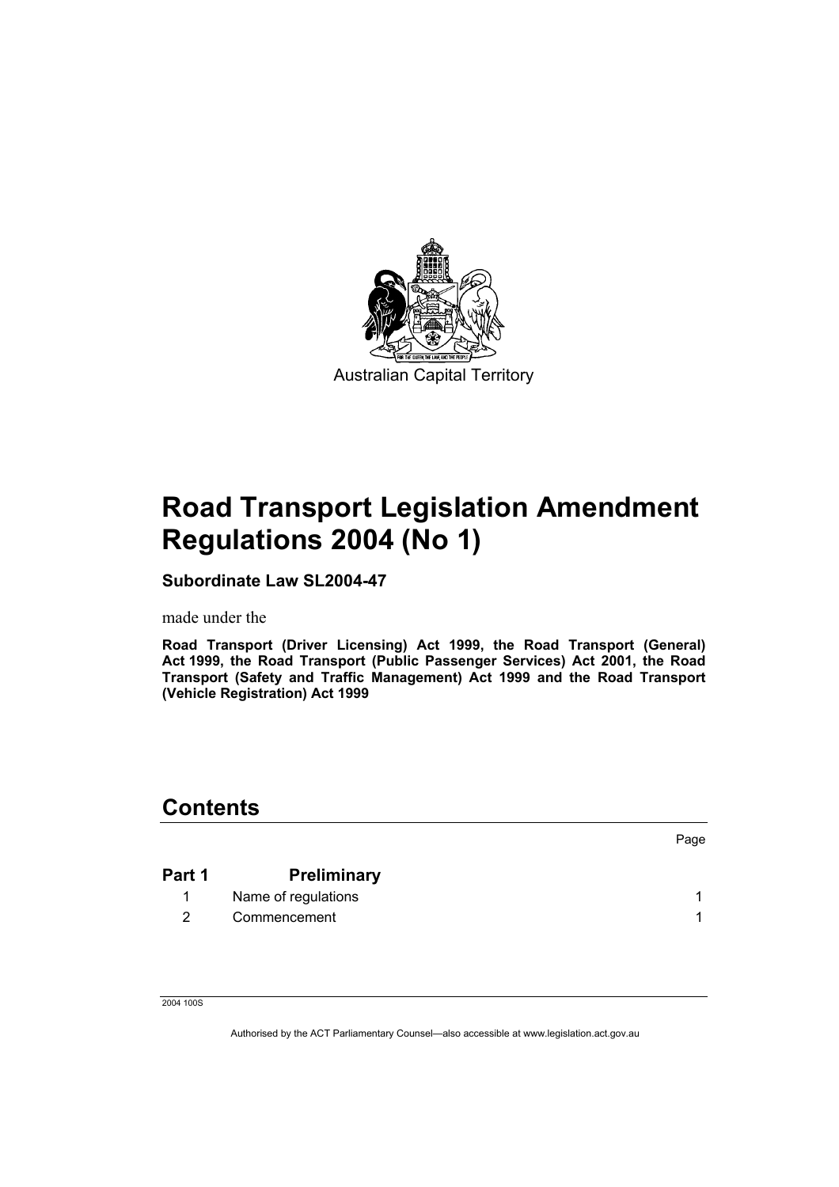Australian Capital Territory

# Road Transport Legislation Amendment Regulations 2004 (No 1)

**Subordinate Law SL2004-47**

made under the

**Road Transport (Driver Licensing) Act 1999, the Road Transport (General) Act 1999, the Road Transport (Public Passenger Services) Act 2001, the Road Transport (Safety and Traffic Management) Act 1999 and the Road Transport (Vehicle Registration) Act 1999**

## Contents

| | | Page |
|---|---|---|
| **Part 1** | **Preliminary** | |
| 1 | Name of regulations | 1 |
| 2 | Commencement | 1 |

2004 100S

Authorised by the ACT Parliamentary Counsel—also accessible at www.legislation.act.gov.au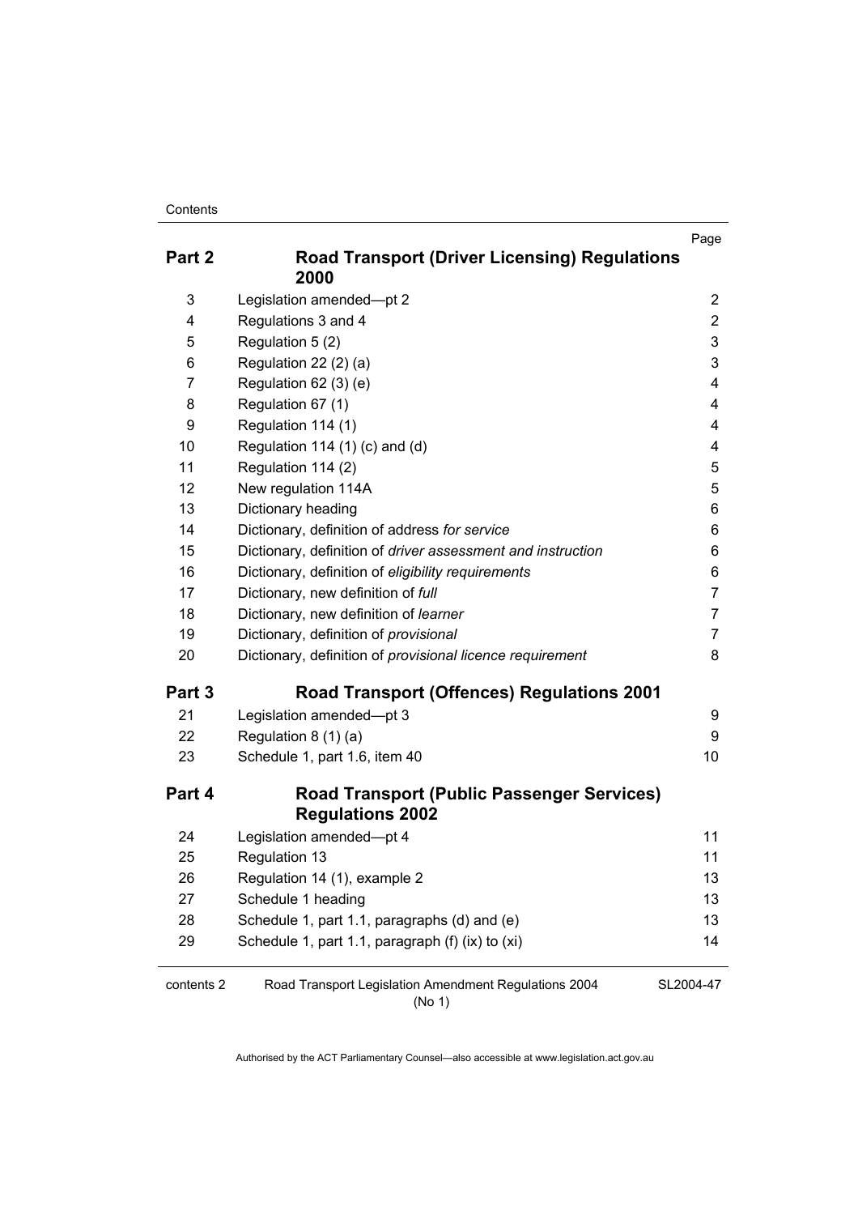| | | Page |
|---|---|---|
| **Part 2** | **Road Transport (Driver Licensing) Regulations 2000** | |
| 3 | Legislation amended—pt 2 | 2 |
| 4 | Regulations 3 and 4 | 2 |
| 5 | Regulation 5 (2) | 3 |
| 6 | Regulation 22 (2) (a) | 3 |
| 7 | Regulation 62 (3) (e) | 4 |
| 8 | Regulation 67 (1) | 4 |
| 9 | Regulation 114 (1) | 4 |
| 10 | Regulation 114 (1) (c) and (d) | 4 |
| 11 | Regulation 114 (2) | 5 |
| 12 | New regulation 114A | 5 |
| 13 | Dictionary heading | 6 |
| 14 | Dictionary, definition of address *for service* | 6 |
| 15 | Dictionary, definition of *driver assessment and instruction* | 6 |
| 16 | Dictionary, definition of *eligibility requirements* | 6 |
| 17 | Dictionary, new definition of *full* | 7 |
| 18 | Dictionary, new definition of *learner* | 7 |
| 19 | Dictionary, definition of *provisional* | 7 |
| 20 | Dictionary, definition of *provisional licence requirement* | 8 |
| **Part 3** | **Road Transport (Offences) Regulations 2001** | |
| 21 | Legislation amended—pt 3 | 9 |
| 22 | Regulation 8 (1) (a) | 9 |
| 23 | Schedule 1, part 1.6, item 40 | 10 |
| **Part 4** | **Road Transport (Public Passenger Services) Regulations 2002** | |
| 24 | Legislation amended—pt 4 | 11 |
| 25 | Regulation 13 | 11 |
| 26 | Regulation 14 (1), example 2 | 13 |
| 27 | Schedule 1 heading | 13 |
| 28 | Schedule 1, part 1.1, paragraphs (d) and (e) | 13 |
| 29 | Schedule 1, part 1.1, paragraph (f) (ix) to (xi) | 14 |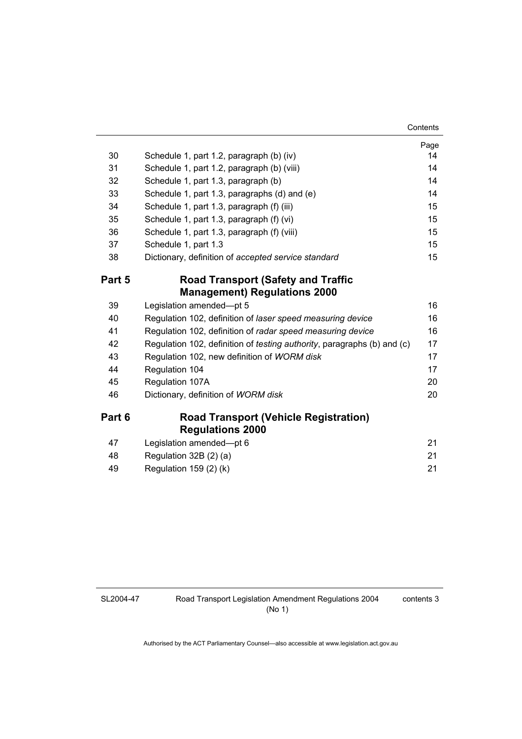| | | Page |
|---|---|---|
| 30 | Schedule 1, part 1.2, paragraph (b) (iv) | 14 |
| 31 | Schedule 1, part 1.2, paragraph (b) (viii) | 14 |
| 32 | Schedule 1, part 1.3, paragraph (b) | 14 |
| 33 | Schedule 1, part 1.3, paragraphs (d) and (e) | 14 |
| 34 | Schedule 1, part 1.3, paragraph (f) (iii) | 15 |
| 35 | Schedule 1, part 1.3, paragraph (f) (vi) | 15 |
| 36 | Schedule 1, part 1.3, paragraph (f) (viii) | 15 |
| 37 | Schedule 1, part 1.3 | 15 |
| 38 | Dictionary, definition of *accepted service standard* | 15 |

## Part 5 Road Transport (Safety and Traffic Management) Regulations 2000

| | | |
|---|---|---|
| 39 | Legislation amended—pt 5 | 16 |
| 40 | Regulation 102, definition of *laser speed measuring device* | 16 |
| 41 | Regulation 102, definition of *radar speed measuring device* | 16 |
| 42 | Regulation 102, definition of *testing authority*, paragraphs (b) and (c) | 17 |
| 43 | Regulation 102, new definition of *WORM disk* | 17 |
| 44 | Regulation 104 | 17 |
| 45 | Regulation 107A | 20 |
| 46 | Dictionary, definition of *WORM disk* | 20 |

## Part 6 Road Transport (Vehicle Registration) Regulations 2000

| | | |
|---|---|---|
| 47 | Legislation amended—pt 6 | 21 |
| 48 | Regulation 32B (2) (a) | 21 |
| 49 | Regulation 159 (2) (k) | 21 |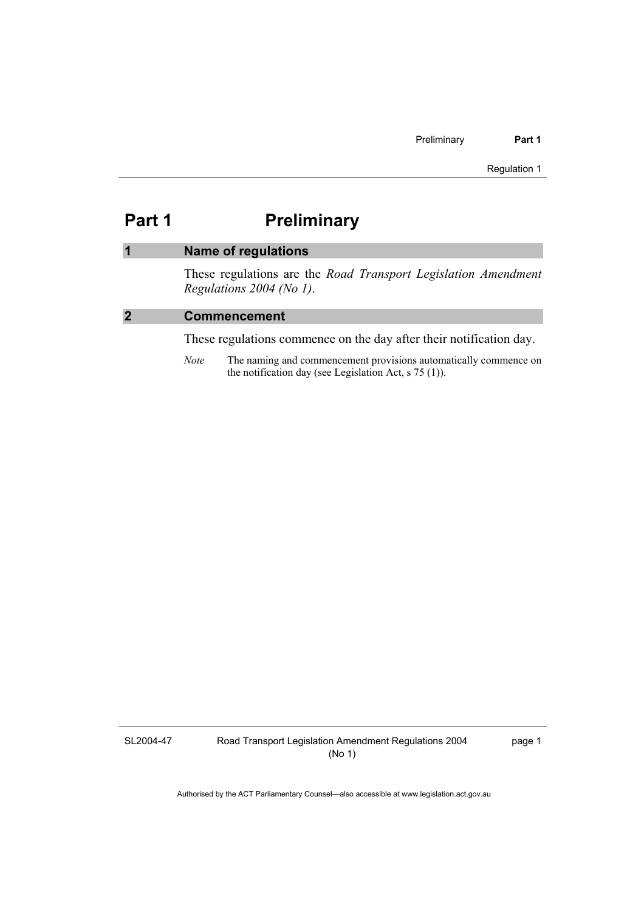# Part 1 Preliminary

## 1 Name of regulations

These regulations are the *Road Transport Legislation Amendment Regulations 2004 (No 1)*.

## 2 Commencement

These regulations commence on the day after their notification day.

*Note* The naming and commencement provisions automatically commence on the notification day (see Legislation Act, s 75 (1)).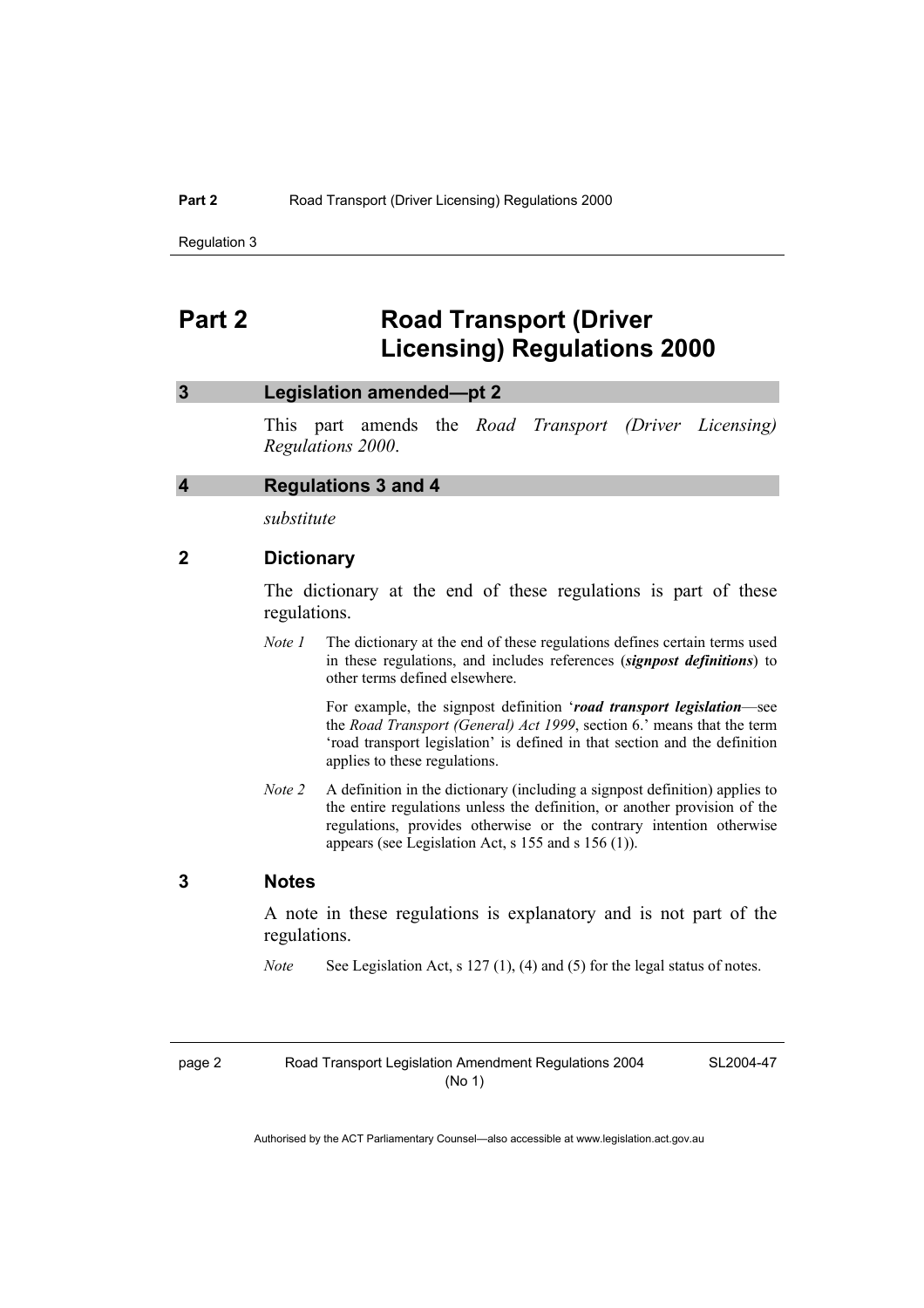# Part 2 Road Transport (Driver Licensing) Regulations 2000

## 3 Legislation amended—pt 2

This part amends the *Road Transport (Driver Licensing) Regulations 2000*.

## 4 Regulations 3 and 4

*substitute*

### 2 Dictionary

The dictionary at the end of these regulations is part of these regulations.

*Note 1* The dictionary at the end of these regulations defines certain terms used in these regulations, and includes references (***signpost definitions***) to other terms defined elsewhere.

For example, the signpost definition '***road transport legislation***—see the *Road Transport (General) Act 1999*, section 6.' means that the term 'road transport legislation' is defined in that section and the definition applies to these regulations.

*Note 2* A definition in the dictionary (including a signpost definition) applies to the entire regulations unless the definition, or another provision of the regulations, provides otherwise or the contrary intention otherwise appears (see Legislation Act, s 155 and s 156 (1)).

### 3 Notes

A note in these regulations is explanatory and is not part of the regulations.

*Note* See Legislation Act, s 127 (1), (4) and (5) for the legal status of notes.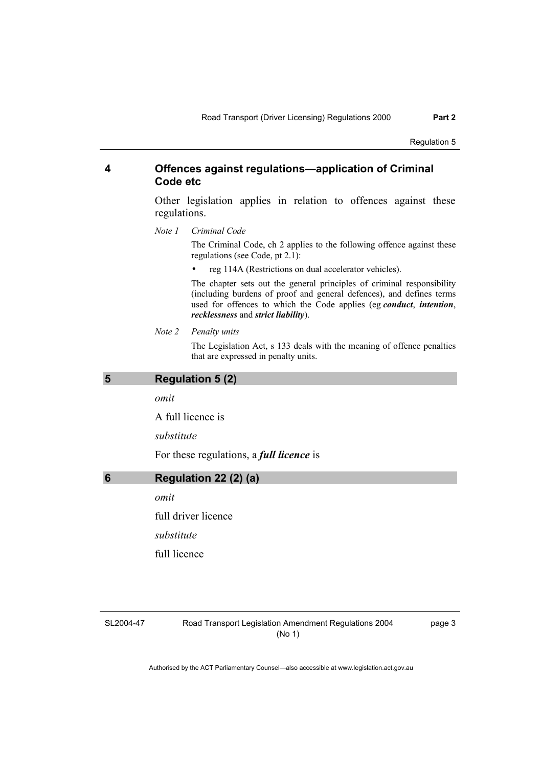## 4 Offences against regulations—application of Criminal Code etc

Other legislation applies in relation to offences against these regulations.

*Note 1* *Criminal Code*

The Criminal Code, ch 2 applies to the following offence against these regulations (see Code, pt 2.1):

- reg 114A (Restrictions on dual accelerator vehicles).

The chapter sets out the general principles of criminal responsibility (including burdens of proof and general defences), and defines terms used for offences to which the Code applies (eg ***conduct***, ***intention***, ***recklessness*** and ***strict liability***).

*Note 2* *Penalty units*

The Legislation Act, s 133 deals with the meaning of offence penalties that are expressed in penalty units.

## 5 Regulation 5 (2)

*omit*

A full licence is

*substitute*

For these regulations, a ***full licence*** is

## 6 Regulation 22 (2) (a)

*omit*

full driver licence

*substitute*

full licence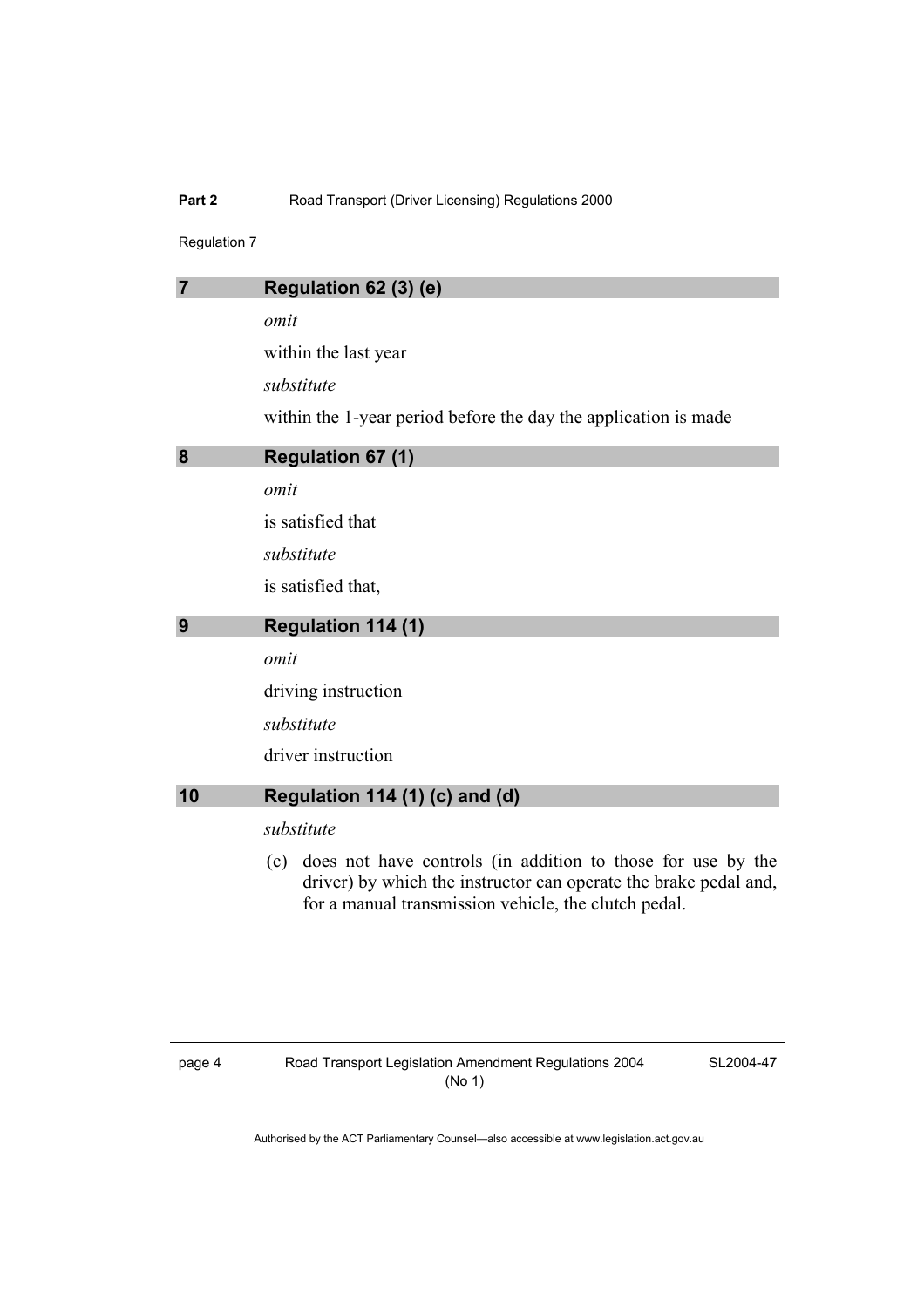## 7 Regulation 62 (3) (e)

*omit*

within the last year

*substitute*

within the 1-year period before the day the application is made

## 8 Regulation 67 (1)

*omit*

is satisfied that

*substitute*

is satisfied that,

## 9 Regulation 114 (1)

*omit*

driving instruction

*substitute*

driver instruction

## 10 Regulation 114 (1) (c) and (d)

*substitute*

(c) does not have controls (in addition to those for use by the driver) by which the instructor can operate the brake pedal and, for a manual transmission vehicle, the clutch pedal.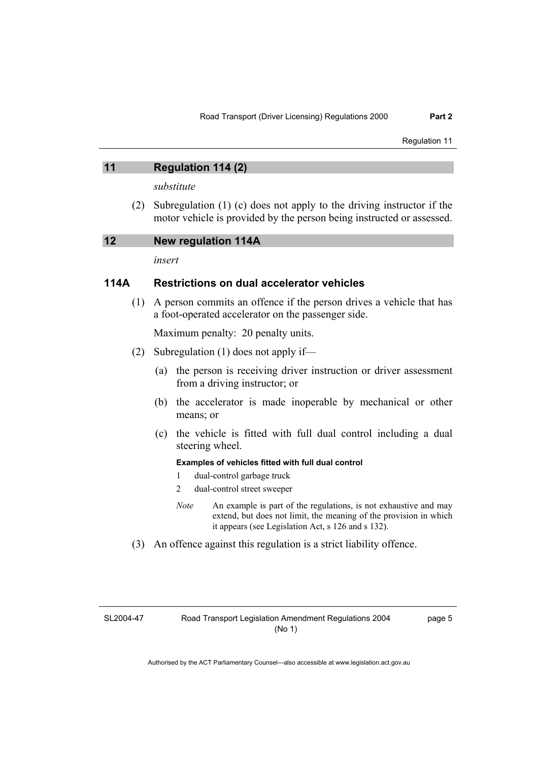## 11 Regulation 114 (2)

*substitute*

(2) Subregulation (1) (c) does not apply to the driving instructor if the motor vehicle is provided by the person being instructed or assessed.

## 12 New regulation 114A

*insert*

### 114A Restrictions on dual accelerator vehicles

(1) A person commits an offence if the person drives a vehicle that has a foot-operated accelerator on the passenger side.

Maximum penalty: 20 penalty units.

(2) Subregulation (1) does not apply if—

(a) the person is receiving driver instruction or driver assessment from a driving instructor; or

(b) the accelerator is made inoperable by mechanical or other means; or

(c) the vehicle is fitted with full dual control including a dual steering wheel.

**Examples of vehicles fitted with full dual control**

1 dual-control garbage truck

2 dual-control street sweeper

*Note* An example is part of the regulations, is not exhaustive and may extend, but does not limit, the meaning of the provision in which it appears (see Legislation Act, s 126 and s 132).

(3) An offence against this regulation is a strict liability offence.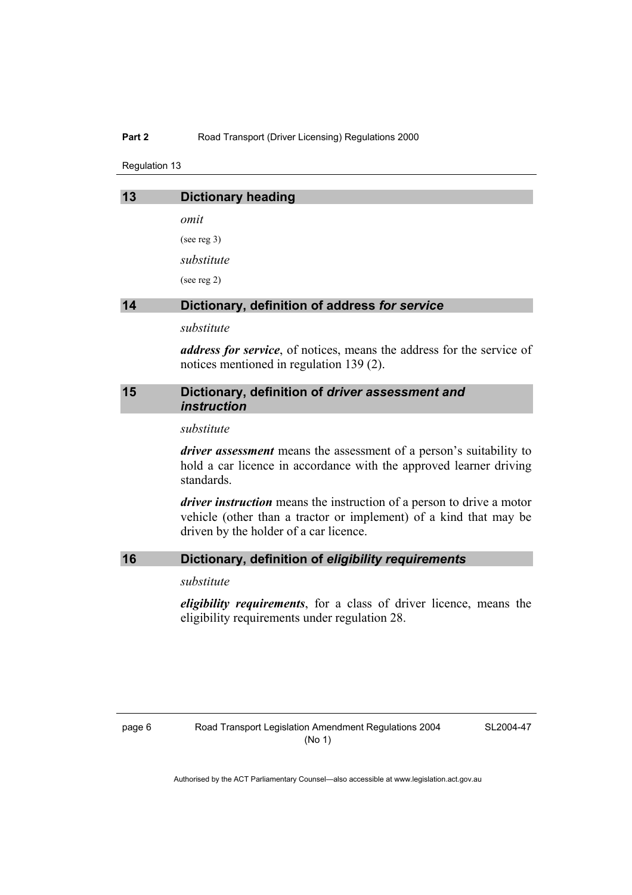## 13 Dictionary heading

*omit*

(see reg 3)

*substitute*

(see reg 2)

## 14 Dictionary, definition of address *for service*

*substitute*

***address for service***, of notices, means the address for the service of notices mentioned in regulation 139 (2).

## 15 Dictionary, definition of *driver assessment and instruction*

*substitute*

***driver assessment*** means the assessment of a person's suitability to hold a car licence in accordance with the approved learner driving standards.

***driver instruction*** means the instruction of a person to drive a motor vehicle (other than a tractor or implement) of a kind that may be driven by the holder of a car licence.

## 16 Dictionary, definition of *eligibility requirements*

*substitute*

***eligibility requirements***, for a class of driver licence, means the eligibility requirements under regulation 28.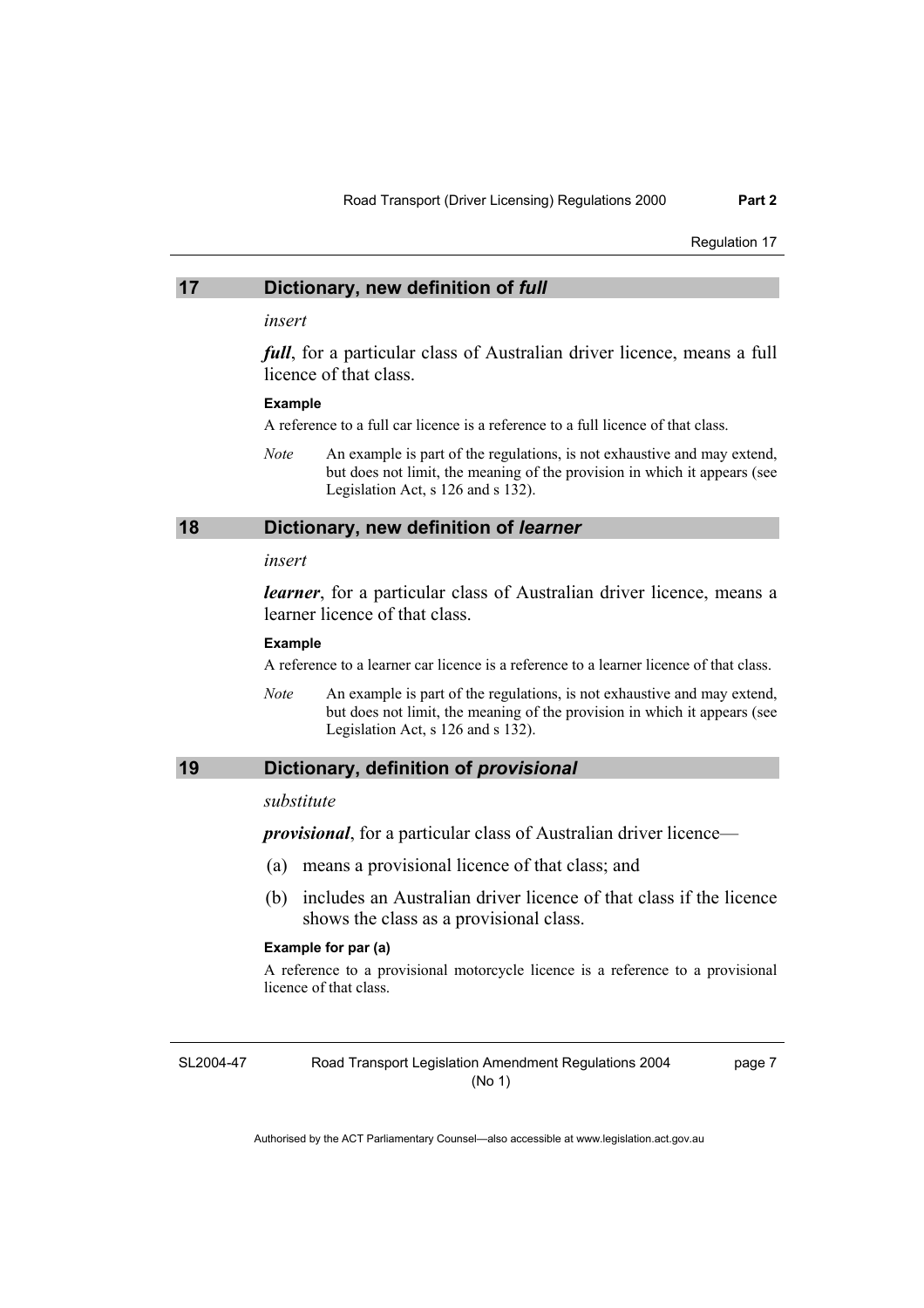## 17 Dictionary, new definition of *full*

*insert*

***full***, for a particular class of Australian driver licence, means a full licence of that class.

**Example**

A reference to a full car licence is a reference to a full licence of that class.

*Note* An example is part of the regulations, is not exhaustive and may extend, but does not limit, the meaning of the provision in which it appears (see Legislation Act, s 126 and s 132).

## 18 Dictionary, new definition of *learner*

*insert*

***learner***, for a particular class of Australian driver licence, means a learner licence of that class.

**Example**

A reference to a learner car licence is a reference to a learner licence of that class.

*Note* An example is part of the regulations, is not exhaustive and may extend, but does not limit, the meaning of the provision in which it appears (see Legislation Act, s 126 and s 132).

## 19 Dictionary, definition of *provisional*

*substitute*

***provisional***, for a particular class of Australian driver licence—

(a) means a provisional licence of that class; and

(b) includes an Australian driver licence of that class if the licence shows the class as a provisional class.

**Example for par (a)**

A reference to a provisional motorcycle licence is a reference to a provisional licence of that class.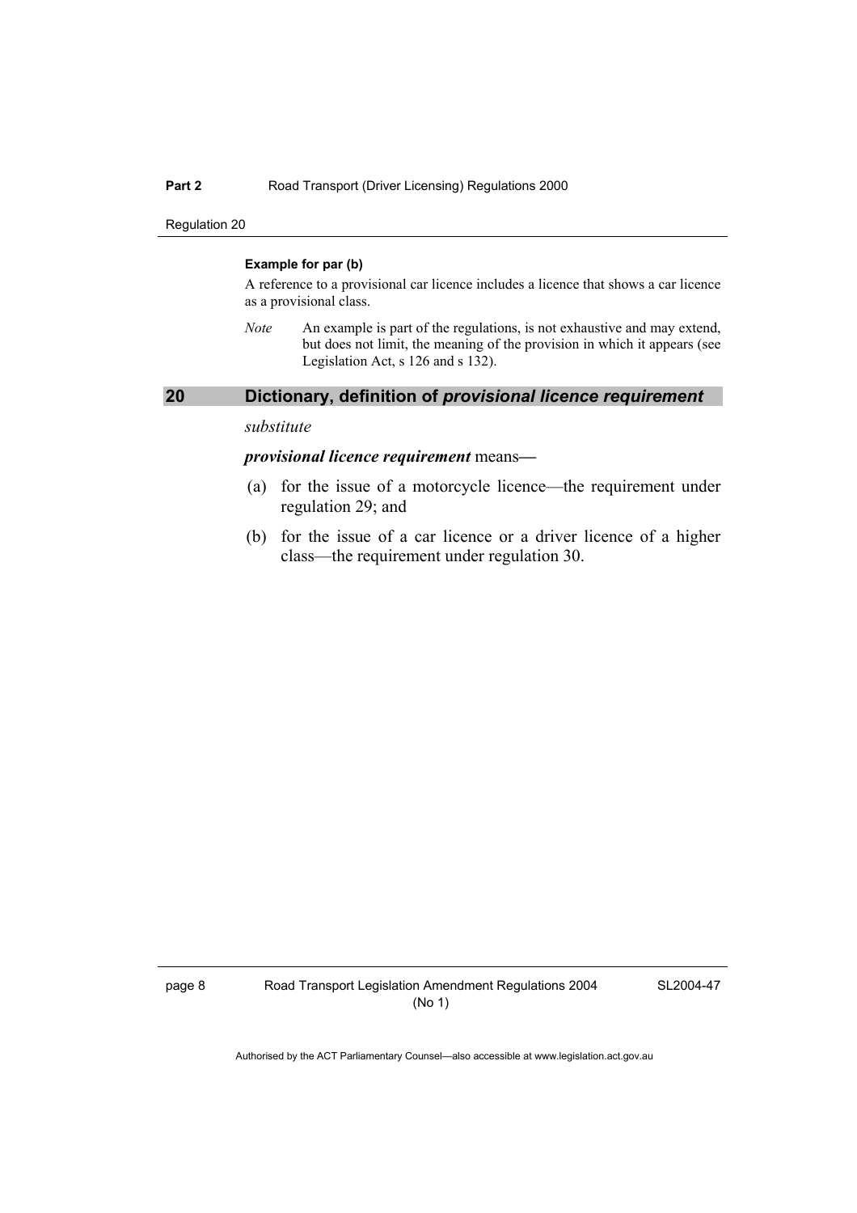**Example for par (b)**

A reference to a provisional car licence includes a licence that shows a car licence as a provisional class.

*Note* An example is part of the regulations, is not exhaustive and may extend, but does not limit, the meaning of the provision in which it appears (see Legislation Act, s 126 and s 132).

## 20 Dictionary, definition of *provisional licence requirement*

*substitute*

***provisional licence requirement*** means—

(a) for the issue of a motorcycle licence—the requirement under regulation 29; and

(b) for the issue of a car licence or a driver licence of a higher class—the requirement under regulation 30.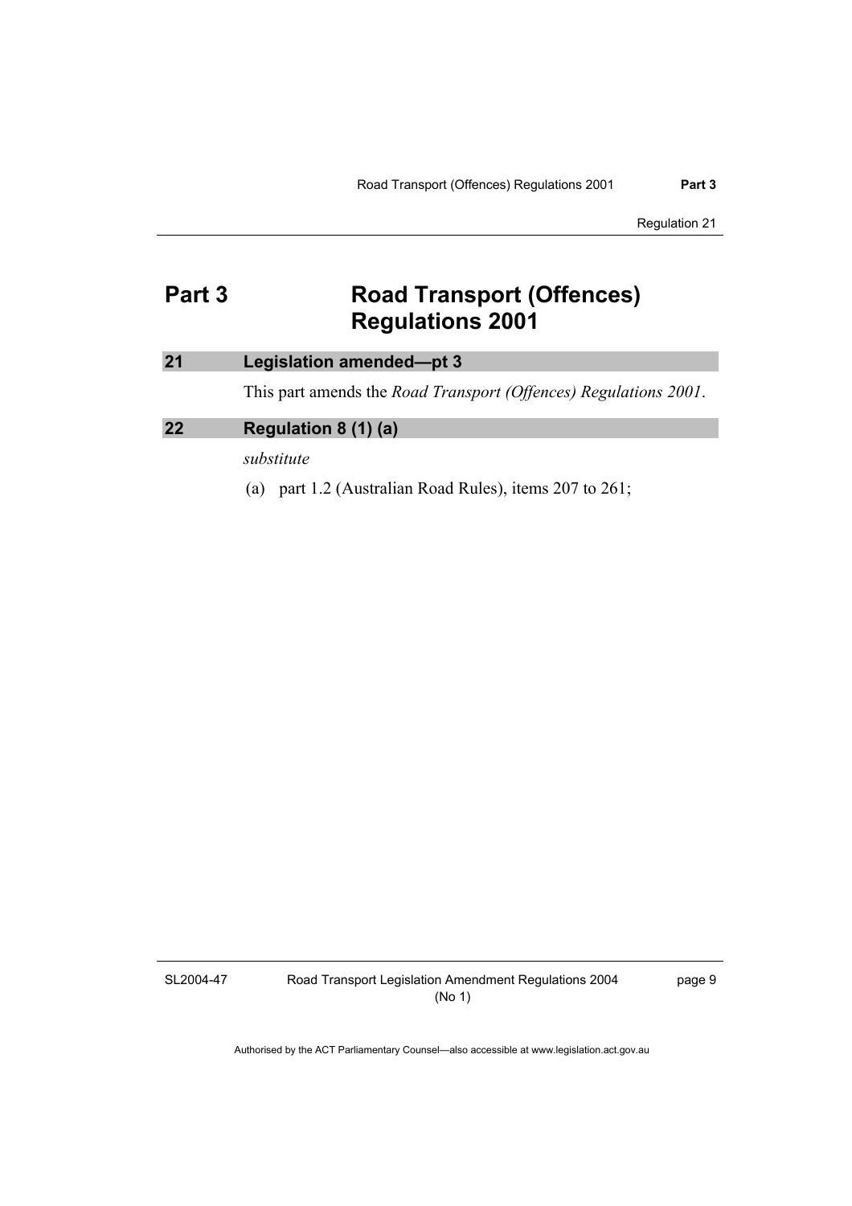# Part 3 Road Transport (Offences) Regulations 2001

## 21 Legislation amended—pt 3

This part amends the *Road Transport (Offences) Regulations 2001*.

## 22 Regulation 8 (1) (a)

*substitute*

(a) part 1.2 (Australian Road Rules), items 207 to 261;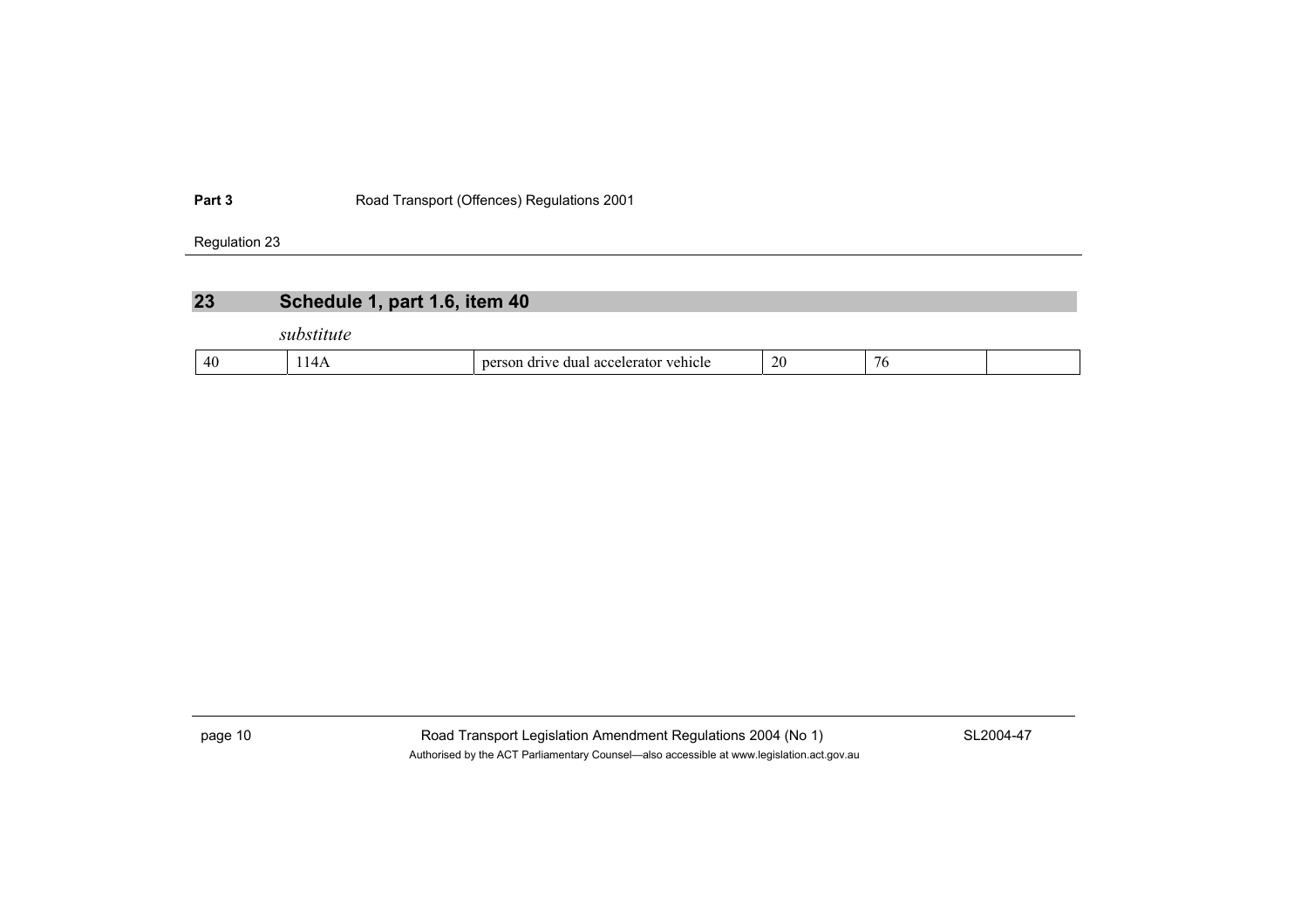## 23 Schedule 1, part 1.6, item 40

*substitute*

| 40 | 114A | person drive dual accelerator vehicle | 20 | 76 | |
|---|---|---|---|---|---|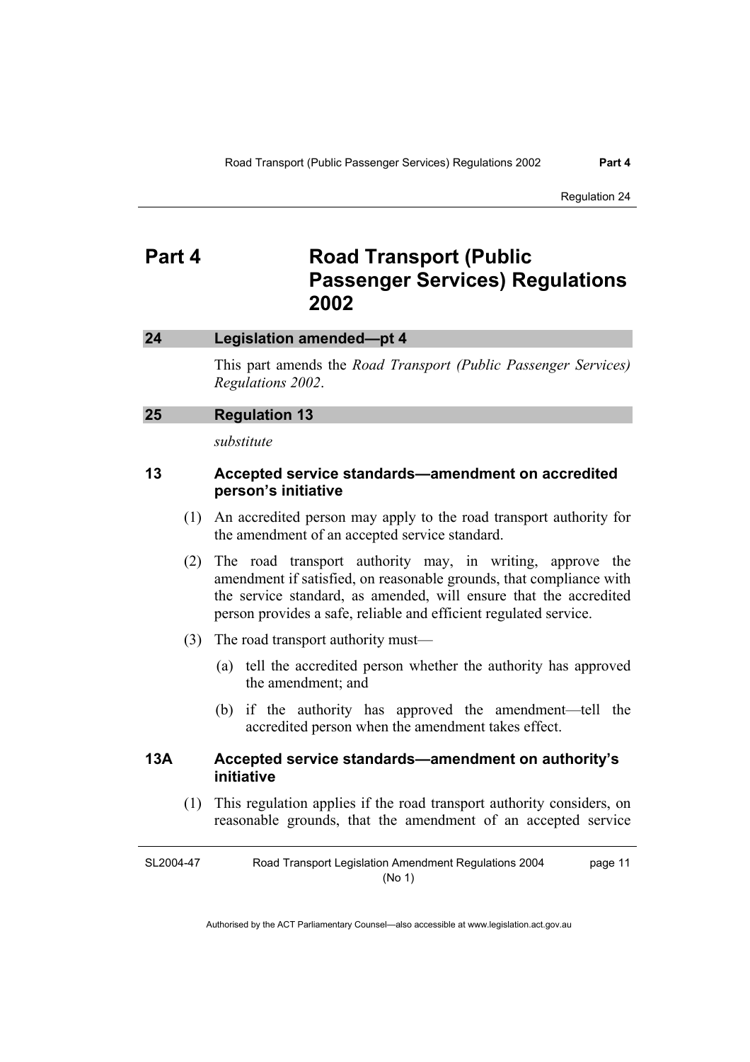# Part 4 Road Transport (Public Passenger Services) Regulations 2002

## 24 Legislation amended—pt 4

This part amends the *Road Transport (Public Passenger Services) Regulations 2002*.

## 25 Regulation 13

*substitute*

### 13 Accepted service standards—amendment on accredited person's initiative

(1) An accredited person may apply to the road transport authority for the amendment of an accepted service standard.

(2) The road transport authority may, in writing, approve the amendment if satisfied, on reasonable grounds, that compliance with the service standard, as amended, will ensure that the accredited person provides a safe, reliable and efficient regulated service.

(3) The road transport authority must—

(a) tell the accredited person whether the authority has approved the amendment; and

(b) if the authority has approved the amendment—tell the accredited person when the amendment takes effect.

### 13A Accepted service standards—amendment on authority's initiative

(1) This regulation applies if the road transport authority considers, on reasonable grounds, that the amendment of an accepted service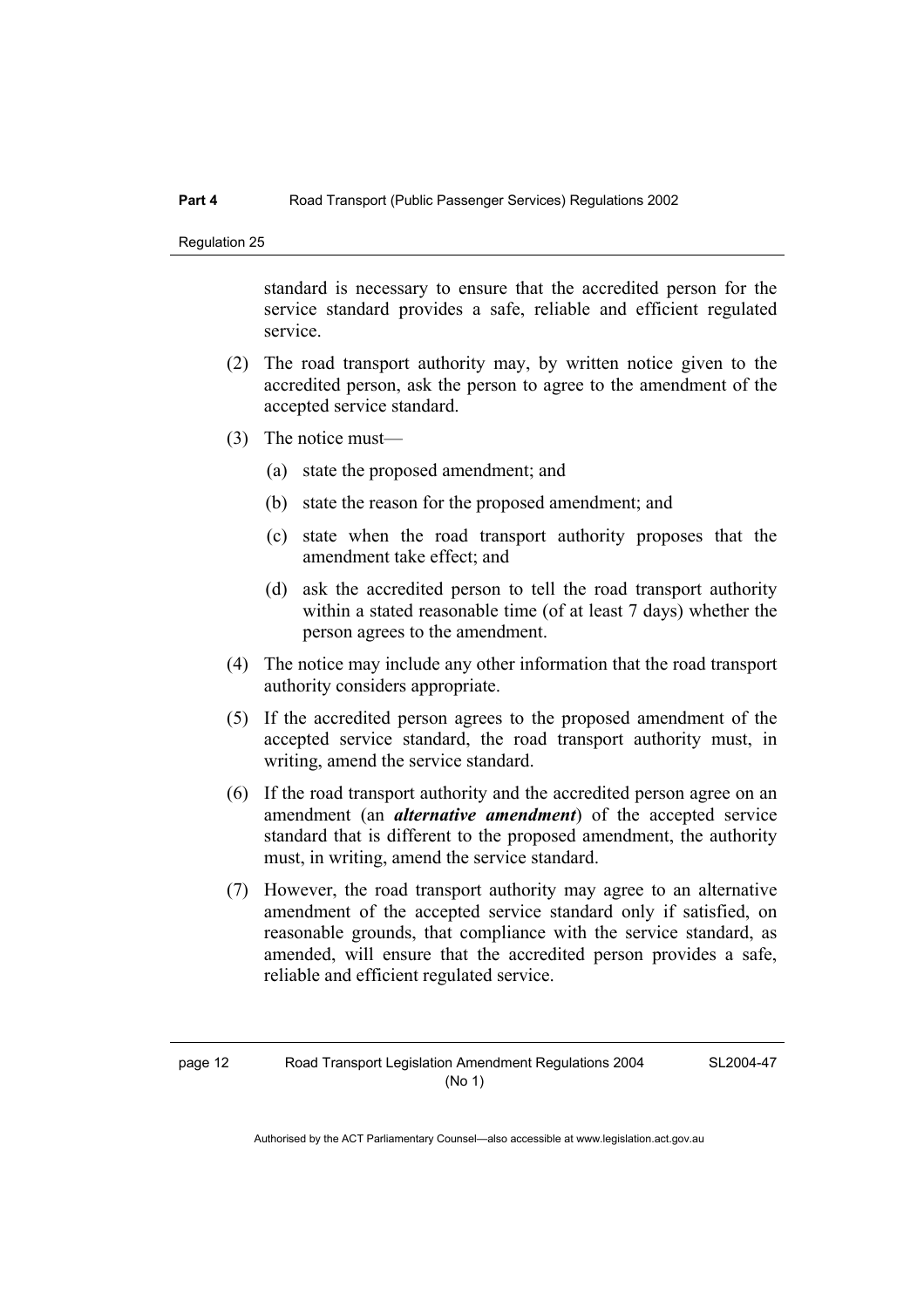standard is necessary to ensure that the accredited person for the service standard provides a safe, reliable and efficient regulated service.

(2) The road transport authority may, by written notice given to the accredited person, ask the person to agree to the amendment of the accepted service standard.

(3) The notice must—

(a) state the proposed amendment; and

(b) state the reason for the proposed amendment; and

(c) state when the road transport authority proposes that the amendment take effect; and

(d) ask the accredited person to tell the road transport authority within a stated reasonable time (of at least 7 days) whether the person agrees to the amendment.

(4) The notice may include any other information that the road transport authority considers appropriate.

(5) If the accredited person agrees to the proposed amendment of the accepted service standard, the road transport authority must, in writing, amend the service standard.

(6) If the road transport authority and the accredited person agree on an amendment (an ***alternative amendment***) of the accepted service standard that is different to the proposed amendment, the authority must, in writing, amend the service standard.

(7) However, the road transport authority may agree to an alternative amendment of the accepted service standard only if satisfied, on reasonable grounds, that compliance with the service standard, as amended, will ensure that the accredited person provides a safe, reliable and efficient regulated service.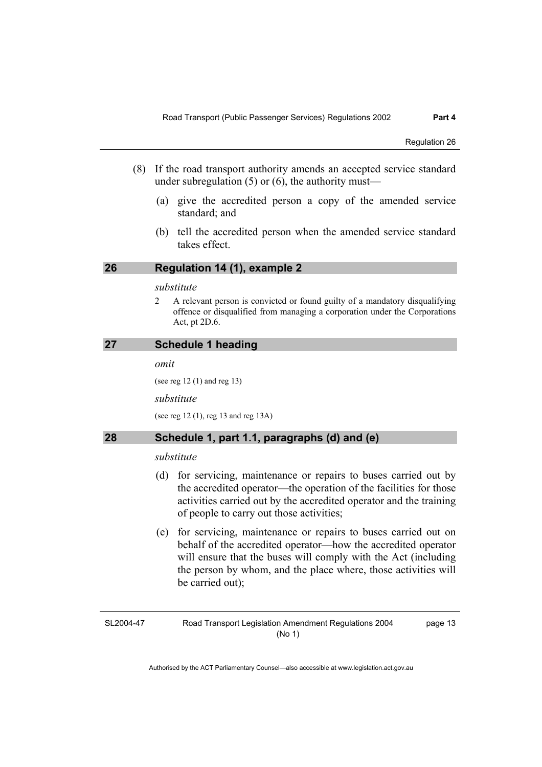(8) If the road transport authority amends an accepted service standard under subregulation (5) or (6), the authority must—

(a) give the accredited person a copy of the amended service standard; and

(b) tell the accredited person when the amended service standard takes effect.

## 26 Regulation 14 (1), example 2

*substitute*

2 A relevant person is convicted or found guilty of a mandatory disqualifying offence or disqualified from managing a corporation under the Corporations Act, pt 2D.6.

## 27 Schedule 1 heading

*omit*

(see reg 12 (1) and reg 13)

*substitute*

(see reg 12 (1), reg 13 and reg 13A)

## 28 Schedule 1, part 1.1, paragraphs (d) and (e)

*substitute*

(d) for servicing, maintenance or repairs to buses carried out by the accredited operator—the operation of the facilities for those activities carried out by the accredited operator and the training of people to carry out those activities;

(e) for servicing, maintenance or repairs to buses carried out on behalf of the accredited operator—how the accredited operator will ensure that the buses will comply with the Act (including the person by whom, and the place where, those activities will be carried out);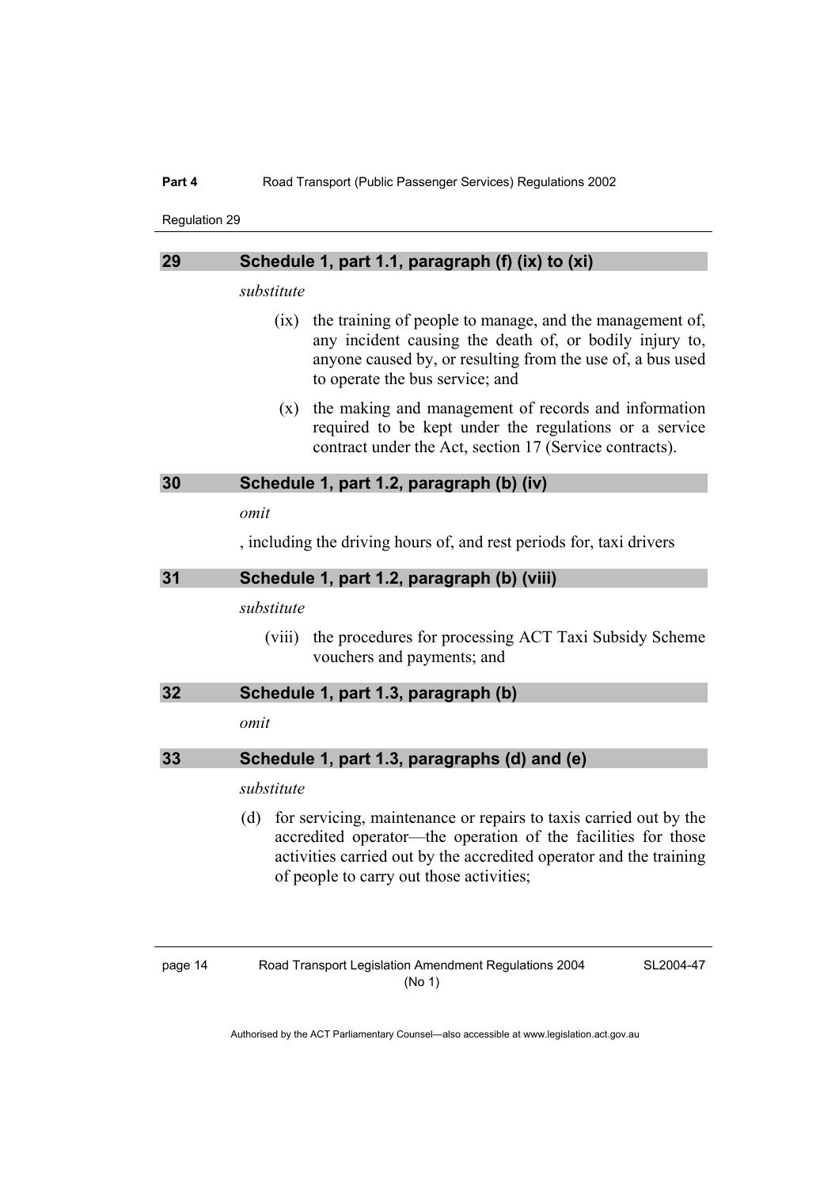### 29 Schedule 1, part 1.1, paragraph (f) (ix) to (xi)

*substitute*

(ix) the training of people to manage, and the management of, any incident causing the death of, or bodily injury to, anyone caused by, or resulting from the use of, a bus used to operate the bus service; and

(x) the making and management of records and information required to be kept under the regulations or a service contract under the Act, section 17 (Service contracts).

### 30 Schedule 1, part 1.2, paragraph (b) (iv)

*omit*

, including the driving hours of, and rest periods for, taxi drivers

### 31 Schedule 1, part 1.2, paragraph (b) (viii)

*substitute*

(viii) the procedures for processing ACT Taxi Subsidy Scheme vouchers and payments; and

### 32 Schedule 1, part 1.3, paragraph (b)

*omit*

### 33 Schedule 1, part 1.3, paragraphs (d) and (e)

*substitute*

(d) for servicing, maintenance or repairs to taxis carried out by the accredited operator—the operation of the facilities for those activities carried out by the accredited operator and the training of people to carry out those activities;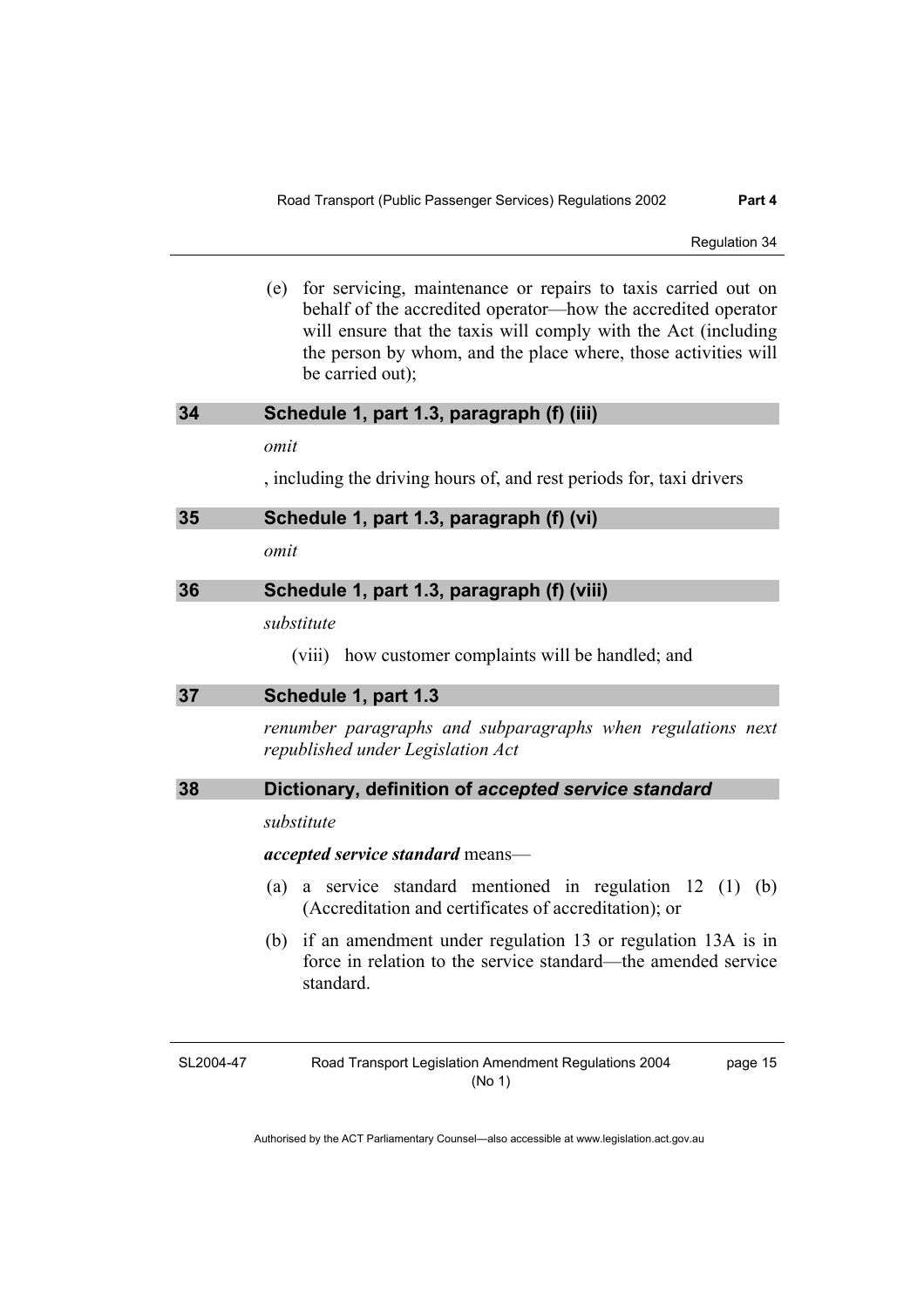(e) for servicing, maintenance or repairs to taxis carried out on behalf of the accredited operator—how the accredited operator will ensure that the taxis will comply with the Act (including the person by whom, and the place where, those activities will be carried out);

## 34 Schedule 1, part 1.3, paragraph (f) (iii)

*omit*

, including the driving hours of, and rest periods for, taxi drivers

## 35 Schedule 1, part 1.3, paragraph (f) (vi)

*omit*

## 36 Schedule 1, part 1.3, paragraph (f) (viii)

*substitute*

(viii) how customer complaints will be handled; and

## 37 Schedule 1, part 1.3

*renumber paragraphs and subparagraphs when regulations next republished under Legislation Act*

## 38 Dictionary, definition of *accepted service standard*

*substitute*

***accepted service standard*** means—

(a) a service standard mentioned in regulation 12 (1) (b) (Accreditation and certificates of accreditation); or

(b) if an amendment under regulation 13 or regulation 13A is in force in relation to the service standard—the amended service standard.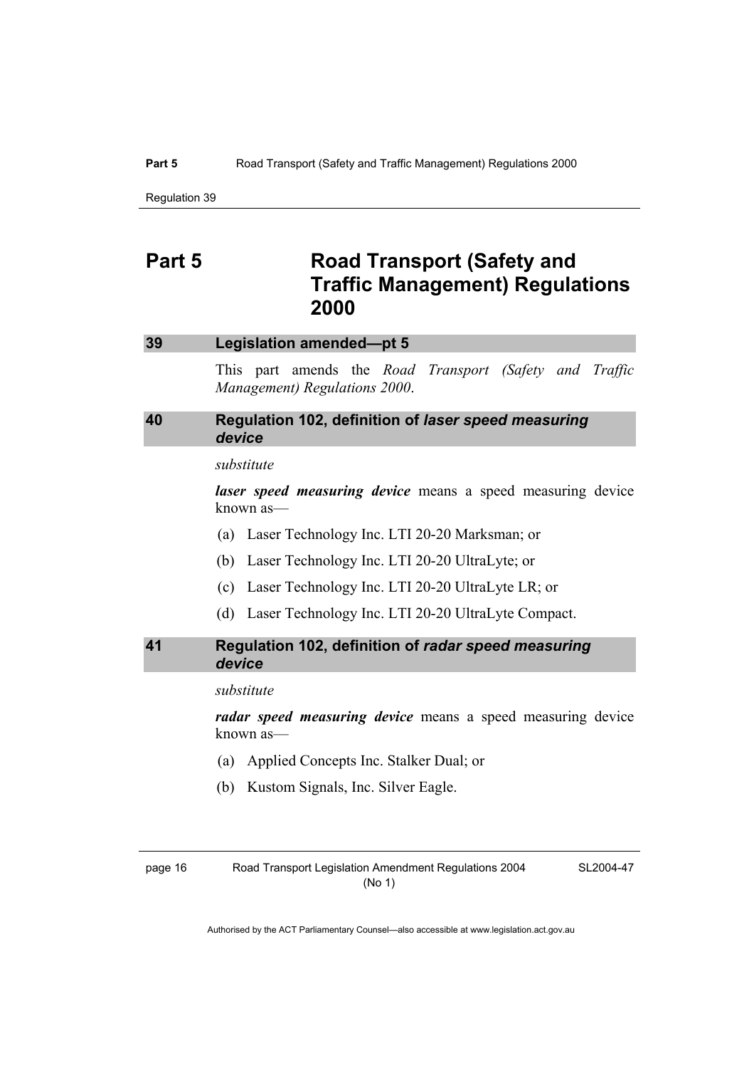# Part 5 Road Transport (Safety and Traffic Management) Regulations 2000

## 39 Legislation amended—pt 5

This part amends the *Road Transport (Safety and Traffic Management) Regulations 2000*.

## 40 Regulation 102, definition of *laser speed measuring device*

*substitute*

***laser speed measuring device*** means a speed measuring device known as—

(a) Laser Technology Inc. LTI 20-20 Marksman; or

(b) Laser Technology Inc. LTI 20-20 UltraLyte; or

(c) Laser Technology Inc. LTI 20-20 UltraLyte LR; or

(d) Laser Technology Inc. LTI 20-20 UltraLyte Compact.

## 41 Regulation 102, definition of *radar speed measuring device*

*substitute*

***radar speed measuring device*** means a speed measuring device known as—

(a) Applied Concepts Inc. Stalker Dual; or

(b) Kustom Signals, Inc. Silver Eagle.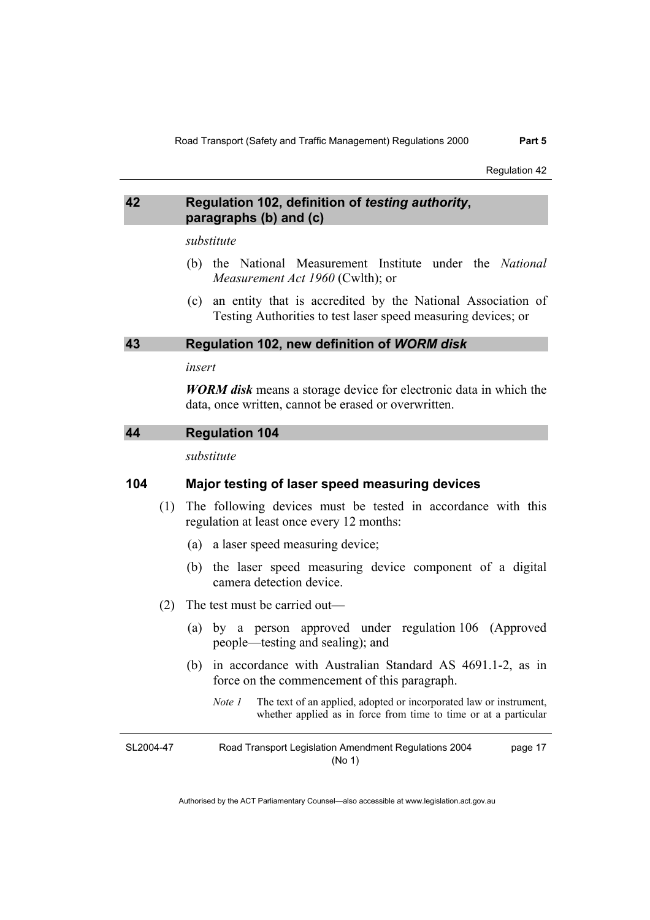## 42 Regulation 102, definition of *testing authority*, paragraphs (b) and (c)

*substitute*

(b) the National Measurement Institute under the *National Measurement Act 1960* (Cwlth); or

(c) an entity that is accredited by the National Association of Testing Authorities to test laser speed measuring devices; or

## 43 Regulation 102, new definition of *WORM disk*

*insert*

***WORM disk*** means a storage device for electronic data in which the data, once written, cannot be erased or overwritten.

## 44 Regulation 104

*substitute*

### 104 Major testing of laser speed measuring devices

(1) The following devices must be tested in accordance with this regulation at least once every 12 months:

(a) a laser speed measuring device;

(b) the laser speed measuring device component of a digital camera detection device.

(2) The test must be carried out—

(a) by a person approved under regulation 106 (Approved people—testing and sealing); and

(b) in accordance with Australian Standard AS 4691.1-2, as in force on the commencement of this paragraph.

*Note 1* The text of an applied, adopted or incorporated law or instrument, whether applied as in force from time to time or at a particular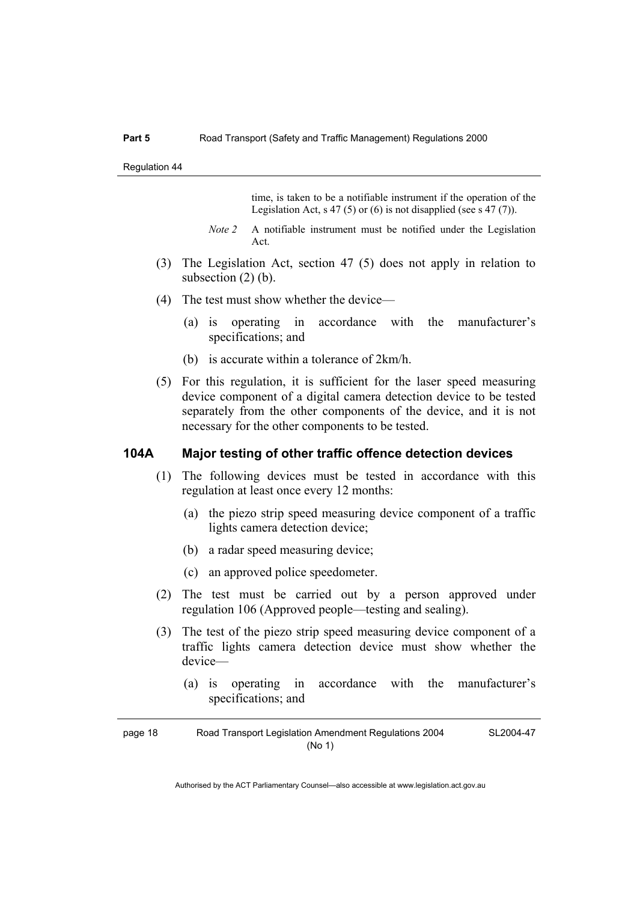time, is taken to be a notifiable instrument if the operation of the Legislation Act, s 47 (5) or (6) is not disapplied (see s 47 (7)).

*Note 2* A notifiable instrument must be notified under the Legislation Act.

(3) The Legislation Act, section 47 (5) does not apply in relation to subsection (2) (b).

(4) The test must show whether the device—

(a) is operating in accordance with the manufacturer's specifications; and

(b) is accurate within a tolerance of 2km/h.

(5) For this regulation, it is sufficient for the laser speed measuring device component of a digital camera detection device to be tested separately from the other components of the device, and it is not necessary for the other components to be tested.

### 104A Major testing of other traffic offence detection devices

(1) The following devices must be tested in accordance with this regulation at least once every 12 months:

(a) the piezo strip speed measuring device component of a traffic lights camera detection device;

(b) a radar speed measuring device;

(c) an approved police speedometer.

(2) The test must be carried out by a person approved under regulation 106 (Approved people—testing and sealing).

(3) The test of the piezo strip speed measuring device component of a traffic lights camera detection device must show whether the device—

(a) is operating in accordance with the manufacturer's specifications; and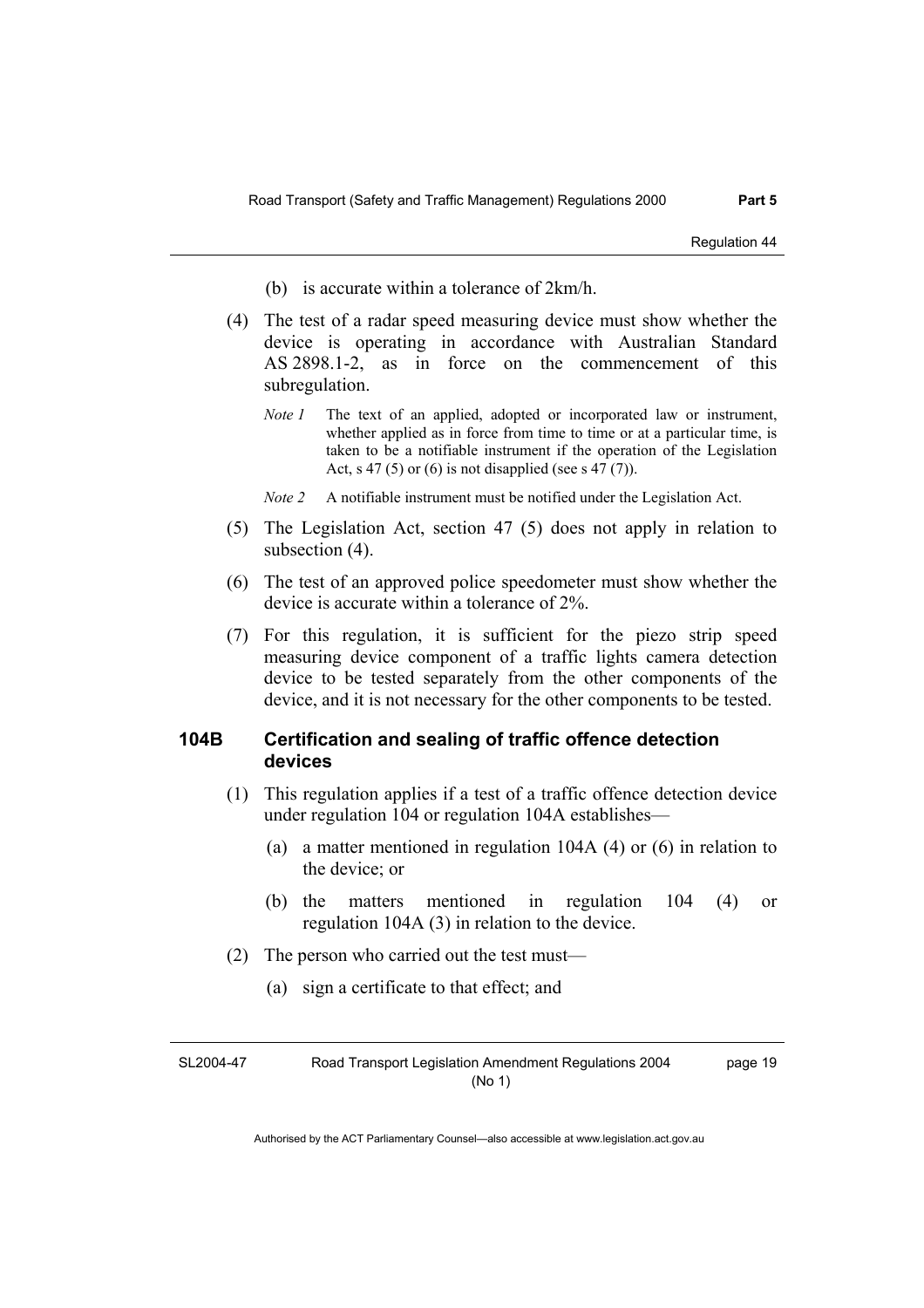(b) is accurate within a tolerance of 2km/h.

(4) The test of a radar speed measuring device must show whether the device is operating in accordance with Australian Standard AS 2898.1-2, as in force on the commencement of this subregulation.

*Note 1* The text of an applied, adopted or incorporated law or instrument, whether applied as in force from time to time or at a particular time, is taken to be a notifiable instrument if the operation of the Legislation Act, s 47 (5) or (6) is not disapplied (see s 47 (7)).

*Note 2* A notifiable instrument must be notified under the Legislation Act.

(5) The Legislation Act, section 47 (5) does not apply in relation to subsection (4).

(6) The test of an approved police speedometer must show whether the device is accurate within a tolerance of 2%.

(7) For this regulation, it is sufficient for the piezo strip speed measuring device component of a traffic lights camera detection device to be tested separately from the other components of the device, and it is not necessary for the other components to be tested.

### 104B Certification and sealing of traffic offence detection devices

(1) This regulation applies if a test of a traffic offence detection device under regulation 104 or regulation 104A establishes—

(a) a matter mentioned in regulation 104A (4) or (6) in relation to the device; or

(b) the matters mentioned in regulation 104 (4) or regulation 104A (3) in relation to the device.

(2) The person who carried out the test must—

(a) sign a certificate to that effect; and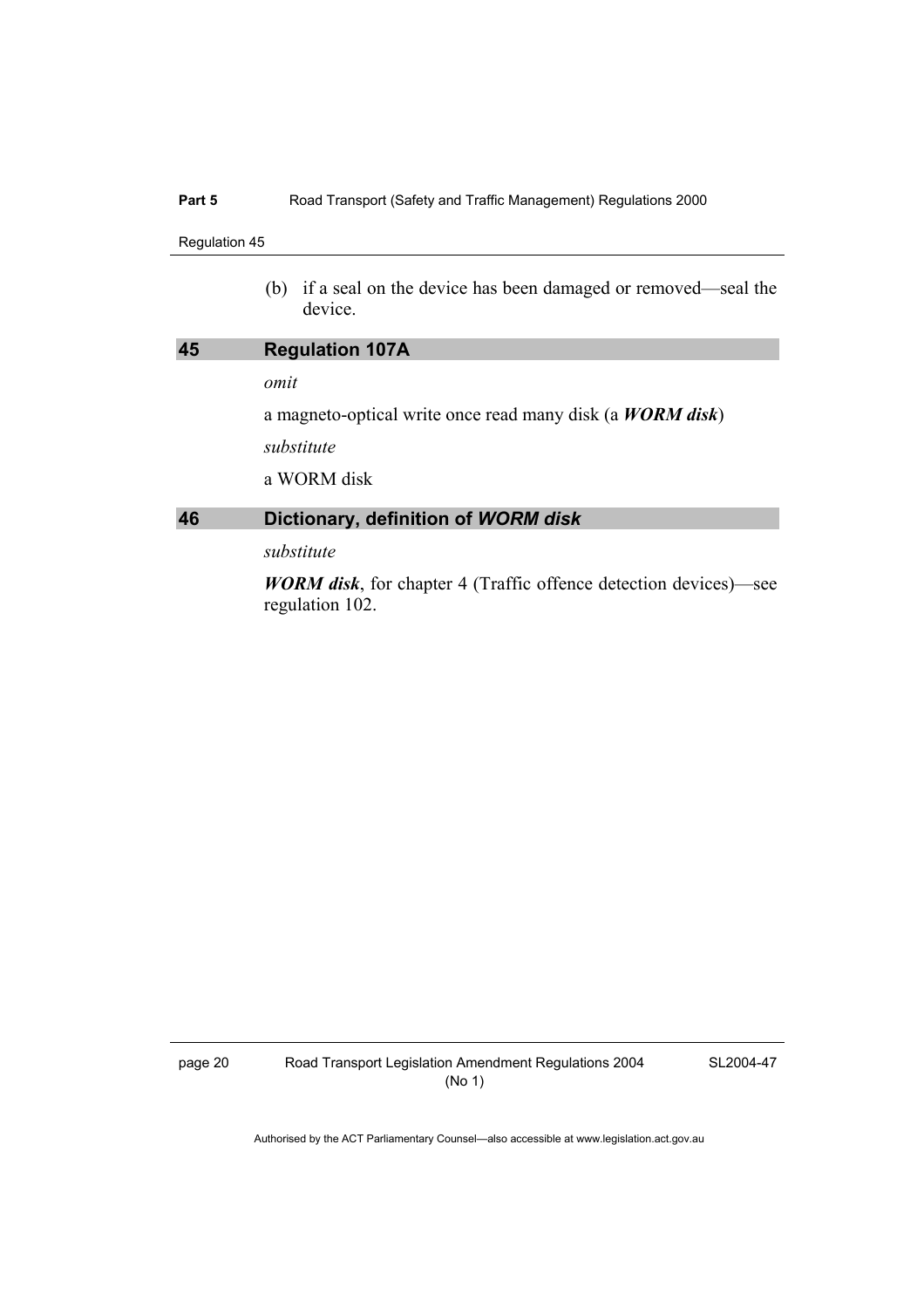(b) if a seal on the device has been damaged or removed—seal the device.

## 45 Regulation 107A

*omit*

a magneto-optical write once read many disk (a ***WORM disk***)

*substitute*

a WORM disk

## 46 Dictionary, definition of *WORM disk*

*substitute*

***WORM disk***, for chapter 4 (Traffic offence detection devices)—see regulation 102.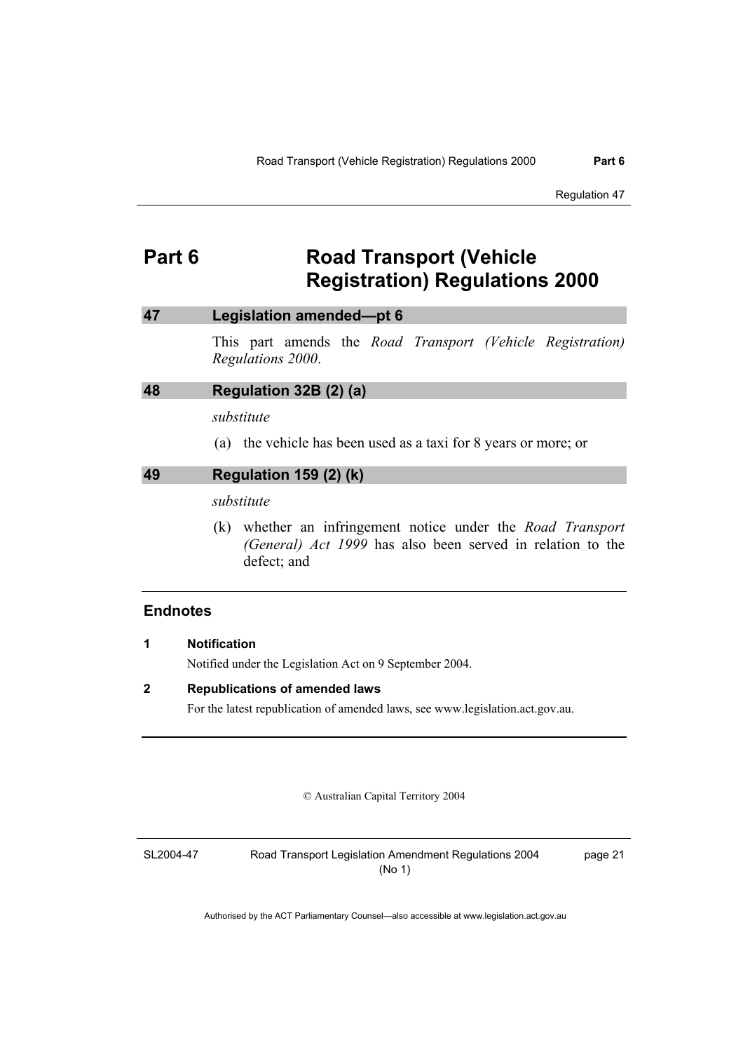# Part 6 Road Transport (Vehicle Registration) Regulations 2000

## 47 Legislation amended—pt 6

This part amends the *Road Transport (Vehicle Registration) Regulations 2000*.

## 48 Regulation 32B (2) (a)

*substitute*

(a) the vehicle has been used as a taxi for 8 years or more; or

## 49 Regulation 159 (2) (k)

*substitute*

(k) whether an infringement notice under the *Road Transport (General) Act 1999* has also been served in relation to the defect; and

## Endnotes

### 1 Notification

Notified under the Legislation Act on 9 September 2004.

### 2 Republications of amended laws

For the latest republication of amended laws, see www.legislation.act.gov.au.

© Australian Capital Territory 2004